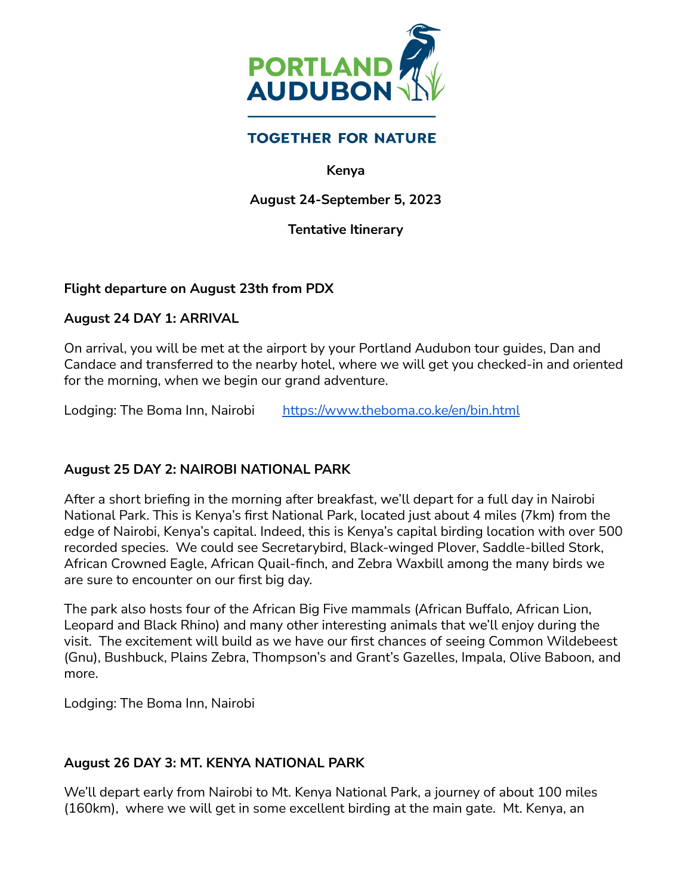PORTLAND AUDUBON

TOGETHER FOR NATURE

**Kenya**

**August 24-September 5, 2023**

**Tentative Itinerary**

**Flight departure on August 23th from PDX**

**August 24 DAY 1: ARRIVAL**

On arrival, you will be met at the airport by your Portland Audubon tour guides, Dan and Candace and transferred to the nearby hotel, where we will get you checked-in and oriented for the morning, when we begin our grand adventure.

Lodging: The Boma Inn, Nairobi https://www.theboma.co.ke/en/bin.html

**August 25 DAY 2: NAIROBI NATIONAL PARK**

After a short briefing in the morning after breakfast, we'll depart for a full day in Nairobi National Park. This is Kenya's first National Park, located just about 4 miles (7km) from the edge of Nairobi, Kenya's capital. Indeed, this is Kenya's capital birding location with over 500 recorded species. We could see Secretarybird, Black-winged Plover, Saddle-billed Stork, African Crowned Eagle, African Quail-finch, and Zebra Waxbill among the many birds we are sure to encounter on our first big day.

The park also hosts four of the African Big Five mammals (African Buffalo, African Lion, Leopard and Black Rhino) and many other interesting animals that we'll enjoy during the visit. The excitement will build as we have our first chances of seeing Common Wildebeest (Gnu), Bushbuck, Plains Zebra, Thompson's and Grant's Gazelles, Impala, Olive Baboon, and more.

Lodging: The Boma Inn, Nairobi

**August 26 DAY 3: MT. KENYA NATIONAL PARK**

We'll depart early from Nairobi to Mt. Kenya National Park, a journey of about 100 miles (160km), where we will get in some excellent birding at the main gate. Mt. Kenya, an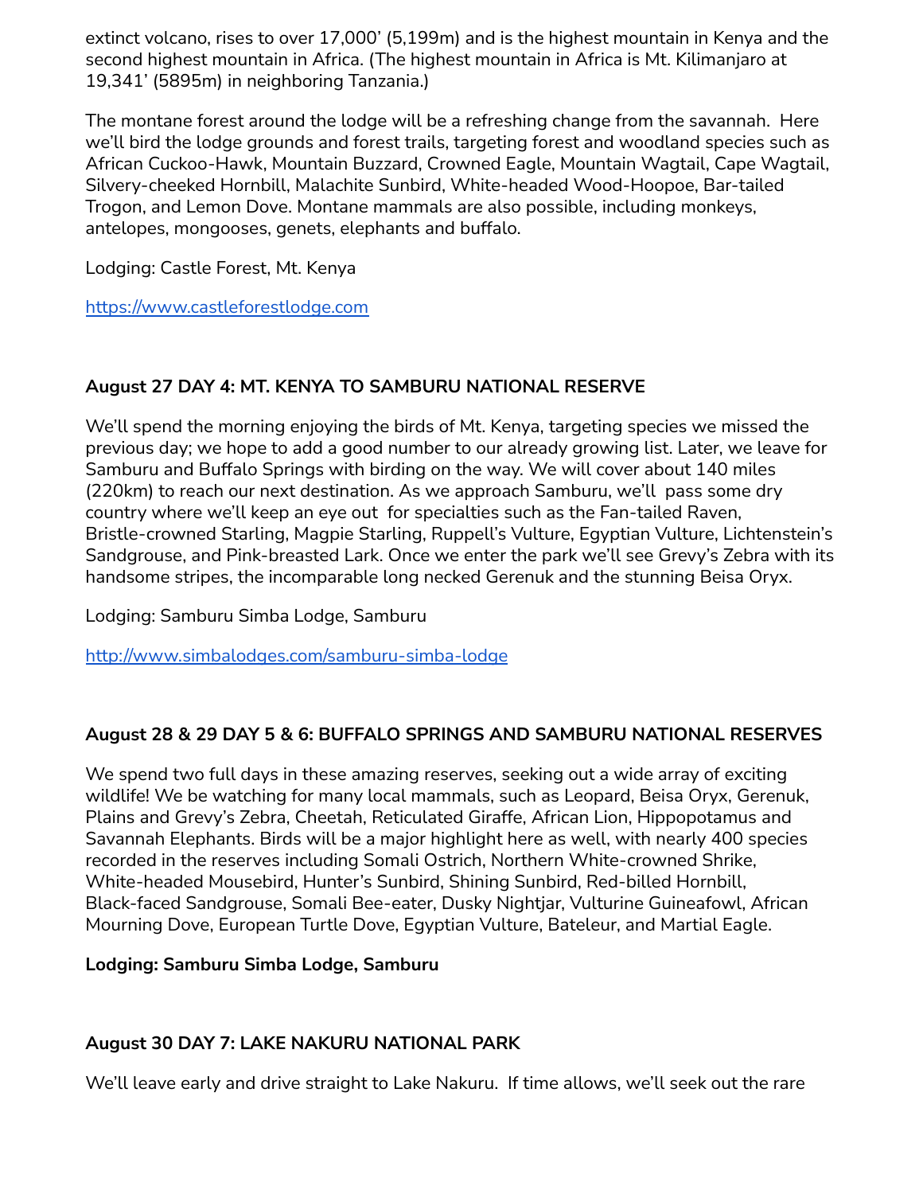extinct volcano, rises to over 17,000' (5,199m) and is the highest mountain in Kenya and the second highest mountain in Africa. (The highest mountain in Africa is Mt. Kilimanjaro at 19,341' (5895m) in neighboring Tanzania.)

The montane forest around the lodge will be a refreshing change from the savannah. Here we'll bird the lodge grounds and forest trails, targeting forest and woodland species such as African Cuckoo-Hawk, Mountain Buzzard, Crowned Eagle, Mountain Wagtail, Cape Wagtail, Silvery-cheeked Hornbill, Malachite Sunbird, White-headed Wood-Hoopoe, Bar-tailed Trogon, and Lemon Dove. Montane mammals are also possible, including monkeys, antelopes, mongooses, genets, elephants and buffalo.

Lodging: Castle Forest, Mt. Kenya

https://www.castleforestlodge.com

### August 27 DAY 4: MT. KENYA TO SAMBURU NATIONAL RESERVE

We'll spend the morning enjoying the birds of Mt. Kenya, targeting species we missed the previous day; we hope to add a good number to our already growing list. Later, we leave for Samburu and Buffalo Springs with birding on the way. We will cover about 140 miles (220km) to reach our next destination. As we approach Samburu, we'll pass some dry country where we'll keep an eye out for specialties such as the Fan-tailed Raven, Bristle-crowned Starling, Magpie Starling, Ruppell's Vulture, Egyptian Vulture, Lichtenstein's Sandgrouse, and Pink-breasted Lark. Once we enter the park we'll see Grevy's Zebra with its handsome stripes, the incomparable long necked Gerenuk and the stunning Beisa Oryx.

Lodging: Samburu Simba Lodge, Samburu

http://www.simbalodges.com/samburu-simba-lodge

### August 28 & 29 DAY 5 & 6: BUFFALO SPRINGS AND SAMBURU NATIONAL RESERVES

We spend two full days in these amazing reserves, seeking out a wide array of exciting wildlife! We be watching for many local mammals, such as Leopard, Beisa Oryx, Gerenuk, Plains and Grevy's Zebra, Cheetah, Reticulated Giraffe, African Lion, Hippopotamus and Savannah Elephants. Birds will be a major highlight here as well, with nearly 400 species recorded in the reserves including Somali Ostrich, Northern White-crowned Shrike, White-headed Mousebird, Hunter's Sunbird, Shining Sunbird, Red-billed Hornbill, Black-faced Sandgrouse, Somali Bee-eater, Dusky Nightjar, Vulturine Guineafowl, African Mourning Dove, European Turtle Dove, Egyptian Vulture, Bateleur, and Martial Eagle.

**Lodging: Samburu Simba Lodge, Samburu**

### August 30 DAY 7: LAKE NAKURU NATIONAL PARK

We'll leave early and drive straight to Lake Nakuru. If time allows, we'll seek out the rare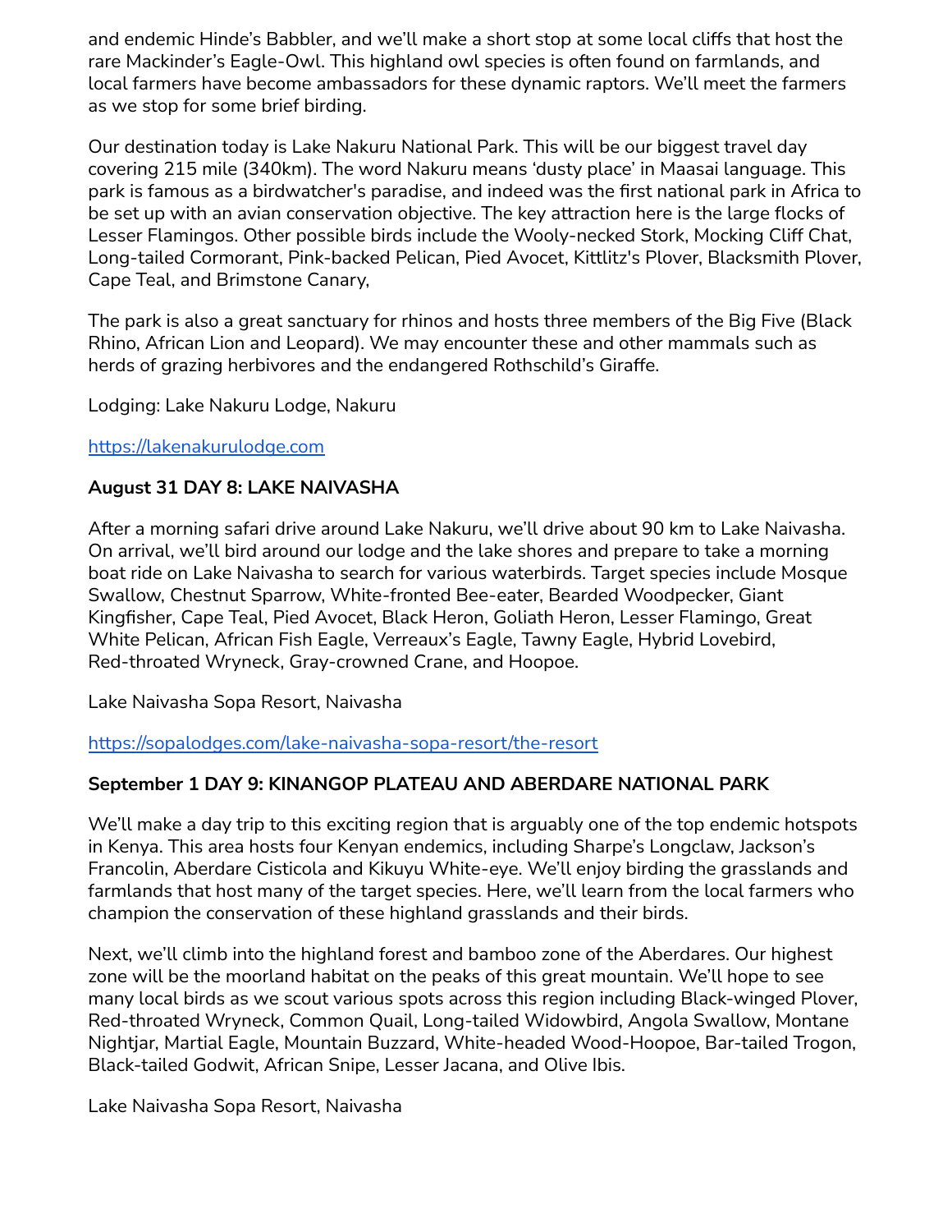and endemic Hinde's Babbler, and we'll make a short stop at some local cliffs that host the rare Mackinder's Eagle-Owl. This highland owl species is often found on farmlands, and local farmers have become ambassadors for these dynamic raptors. We'll meet the farmers as we stop for some brief birding.

Our destination today is Lake Nakuru National Park. This will be our biggest travel day covering 215 mile (340km). The word Nakuru means 'dusty place' in Maasai language. This park is famous as a birdwatcher's paradise, and indeed was the first national park in Africa to be set up with an avian conservation objective. The key attraction here is the large flocks of Lesser Flamingos. Other possible birds include the Wooly-necked Stork, Mocking Cliff Chat, Long-tailed Cormorant, Pink-backed Pelican, Pied Avocet, Kittlitz's Plover, Blacksmith Plover, Cape Teal, and Brimstone Canary,

The park is also a great sanctuary for rhinos and hosts three members of the Big Five (Black Rhino, African Lion and Leopard). We may encounter these and other mammals such as herds of grazing herbivores and the endangered Rothschild's Giraffe.

Lodging: Lake Nakuru Lodge, Nakuru

[https://lakenakurulodge.com](https://lakenakurulodge.com)

**August 31 DAY 8: LAKE NAIVASHA**

After a morning safari drive around Lake Nakuru, we'll drive about 90 km to Lake Naivasha. On arrival, we'll bird around our lodge and the lake shores and prepare to take a morning boat ride on Lake Naivasha to search for various waterbirds. Target species include Mosque Swallow, Chestnut Sparrow, White-fronted Bee-eater, Bearded Woodpecker, Giant Kingfisher, Cape Teal, Pied Avocet, Black Heron, Goliath Heron, Lesser Flamingo, Great White Pelican, African Fish Eagle, Verreaux's Eagle, Tawny Eagle, Hybrid Lovebird, Red-throated Wryneck, Gray-crowned Crane, and Hoopoe.

Lake Naivasha Sopa Resort, Naivasha

[https://sopalodges.com/lake-naivasha-sopa-resort/the-resort](https://sopalodges.com/lake-naivasha-sopa-resort/the-resort)

**September 1 DAY 9: KINANGOP PLATEAU AND ABERDARE NATIONAL PARK**

We'll make a day trip to this exciting region that is arguably one of the top endemic hotspots in Kenya. This area hosts four Kenyan endemics, including Sharpe's Longclaw, Jackson's Francolin, Aberdare Cisticola and Kikuyu White-eye. We'll enjoy birding the grasslands and farmlands that host many of the target species. Here, we'll learn from the local farmers who champion the conservation of these highland grasslands and their birds.

Next, we'll climb into the highland forest and bamboo zone of the Aberdares. Our highest zone will be the moorland habitat on the peaks of this great mountain. We'll hope to see many local birds as we scout various spots across this region including Black-winged Plover, Red-throated Wryneck, Common Quail, Long-tailed Widowbird, Angola Swallow, Montane Nightjar, Martial Eagle, Mountain Buzzard, White-headed Wood-Hoopoe, Bar-tailed Trogon, Black-tailed Godwit, African Snipe, Lesser Jacana, and Olive Ibis.

Lake Naivasha Sopa Resort, Naivasha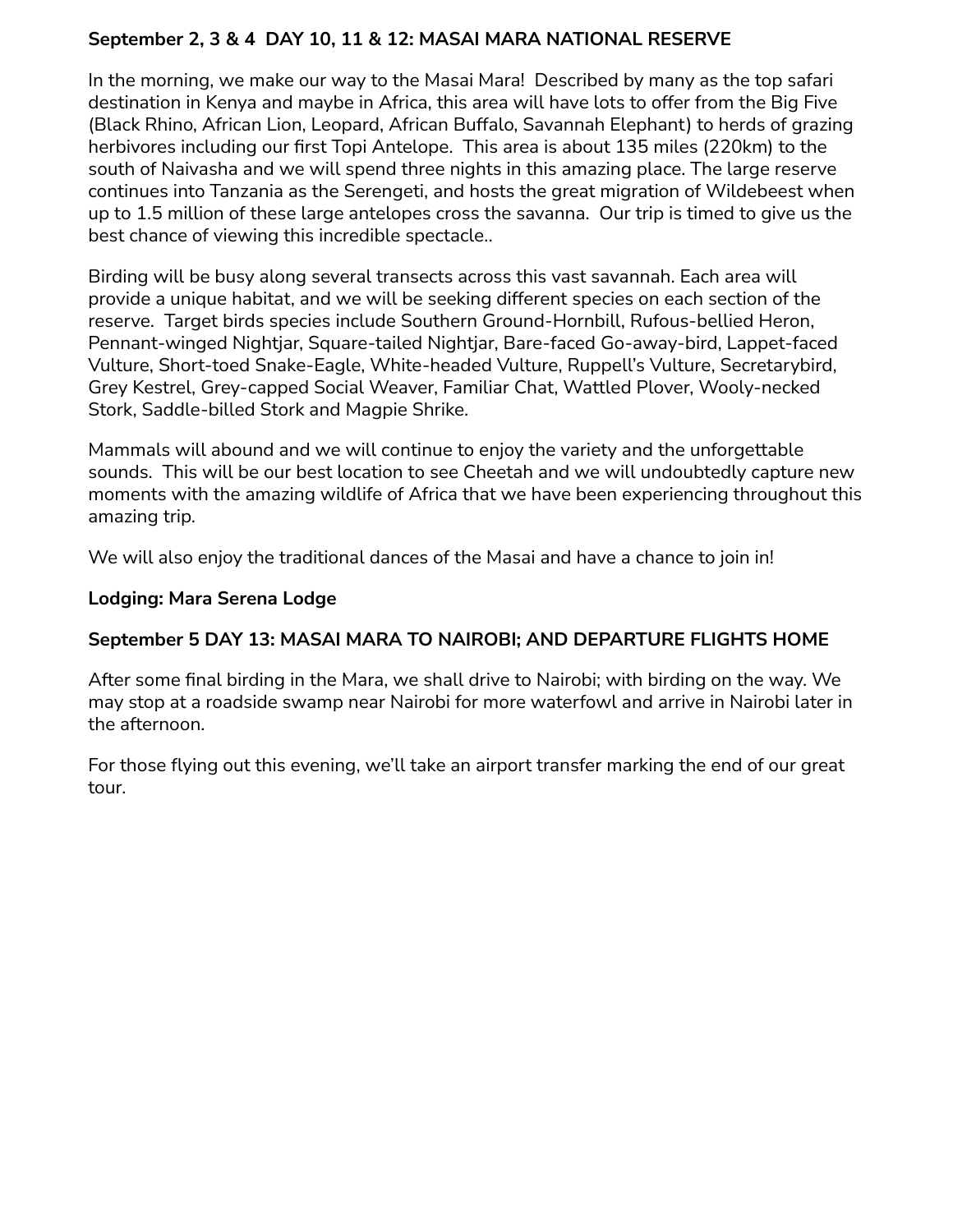**September 2, 3 & 4  DAY 10, 11 & 12: MASAI MARA NATIONAL RESERVE**

In the morning, we make our way to the Masai Mara!  Described by many as the top safari destination in Kenya and maybe in Africa, this area will have lots to offer from the Big Five (Black Rhino, African Lion, Leopard, African Buffalo, Savannah Elephant) to herds of grazing herbivores including our first Topi Antelope.  This area is about 135 miles (220km) to the south of Naivasha and we will spend three nights in this amazing place. The large reserve continues into Tanzania as the Serengeti, and hosts the great migration of Wildebeest when up to 1.5 million of these large antelopes cross the savanna.  Our trip is timed to give us the best chance of viewing this incredible spectacle..

Birding will be busy along several transects across this vast savannah. Each area will provide a unique habitat, and we will be seeking different species on each section of the reserve.  Target birds species include Southern Ground-Hornbill, Rufous-bellied Heron, Pennant-winged Nightjar, Square-tailed Nightjar, Bare-faced Go-away-bird, Lappet-faced Vulture, Short-toed Snake-Eagle, White-headed Vulture, Ruppell's Vulture, Secretarybird, Grey Kestrel, Grey-capped Social Weaver, Familiar Chat, Wattled Plover, Wooly-necked Stork, Saddle-billed Stork and Magpie Shrike.

Mammals will abound and we will continue to enjoy the variety and the unforgettable sounds.  This will be our best location to see Cheetah and we will undoubtedly capture new moments with the amazing wildlife of Africa that we have been experiencing throughout this amazing trip.

We will also enjoy the traditional dances of the Masai and have a chance to join in!

**Lodging: Mara Serena Lodge**

**September 5 DAY 13: MASAI MARA TO NAIROBI; AND DEPARTURE FLIGHTS HOME**

After some final birding in the Mara, we shall drive to Nairobi; with birding on the way. We may stop at a roadside swamp near Nairobi for more waterfowl and arrive in Nairobi later in the afternoon.

For those flying out this evening, we'll take an airport transfer marking the end of our great tour.